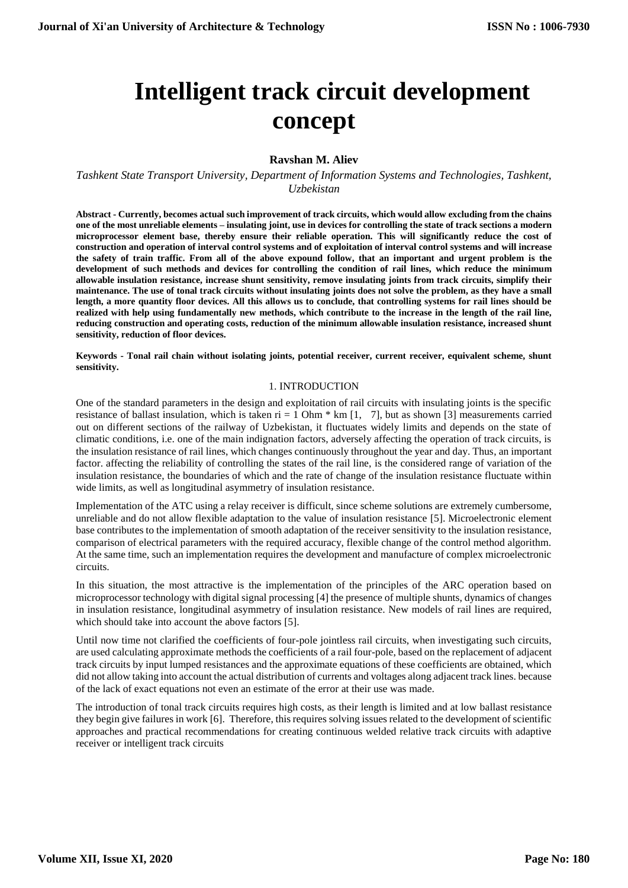# Intelligent track circuit development concept

**Ravshan M. Aliev**

*Tashkent State Transport University, Department of Information Systems and Technologies, Tashkent, Uzbekistan*

**Abstract - Currently, becomes actual such improvement of track circuits, which would allow excluding from the chains one of the most unreliable elements – insulating joint, use in devices for controlling the state of track sections a modern microprocessor element base, thereby ensure their reliable operation. This will significantly reduce the cost of construction and operation of interval control systems and of exploitation of interval control systems and will increase the safety of train traffic. From all of the above expound follow, that an important and urgent problem is the development of such methods and devices for controlling the condition of rail lines, which reduce the minimum allowable insulation resistance, increase shunt sensitivity, remove insulating joints from track circuits, simplify their maintenance. The use of tonal track circuits without insulating joints does not solve the problem, as they have a small length, a more quantity floor devices. All this allows us to conclude, that controlling systems for rail lines should be realized with help using fundamentally new methods, which contribute to the increase in the length of the rail line, reducing construction and operating costs, reduction of the minimum allowable insulation resistance, increased shunt sensitivity, reduction of floor devices.**

**Keywords - Tonal rail chain without isolating joints, potential receiver, current receiver, equivalent scheme, shunt sensitivity.**

## 1. INTRODUCTION

One of the standard parameters in the design and exploitation of rail circuits with insulating joints is the specific resistance of ballast insulation, which is taken ri = 1 Ohm * km [1, 7], but as shown [3] measurements carried out on different sections of the railway of Uzbekistan, it fluctuates widely limits and depends on the state of climatic conditions, i.e. one of the main indignation factors, adversely affecting the operation of track circuits, is the insulation resistance of rail lines, which changes continuously throughout the year and day. Thus, an important factor. affecting the reliability of controlling the states of the rail line, is the considered range of variation of the insulation resistance, the boundaries of which and the rate of change of the insulation resistance fluctuate within wide limits, as well as longitudinal asymmetry of insulation resistance.

Implementation of the ATC using a relay receiver is difficult, since scheme solutions are extremely cumbersome, unreliable and do not allow flexible adaptation to the value of insulation resistance [5]. Microelectronic element base contributes to the implementation of smooth adaptation of the receiver sensitivity to the insulation resistance, comparison of electrical parameters with the required accuracy, flexible change of the control method algorithm. At the same time, such an implementation requires the development and manufacture of complex microelectronic circuits.

In this situation, the most attractive is the implementation of the principles of the ARC operation based on microprocessor technology with digital signal processing [4] the presence of multiple shunts, dynamics of changes in insulation resistance, longitudinal asymmetry of insulation resistance. New models of rail lines are required, which should take into account the above factors [5].

Until now time not clarified the coefficients of four-pole jointless rail circuits, when investigating such circuits, are used calculating approximate methods the coefficients of a rail four-pole, based on the replacement of adjacent track circuits by input lumped resistances and the approximate equations of these coefficients are obtained, which did not allow taking into account the actual distribution of currents and voltages along adjacent track lines. because of the lack of exact equations not even an estimate of the error at their use was made.

The introduction of tonal track circuits requires high costs, as their length is limited and at low ballast resistance they begin give failures in work [6]. Therefore, this requires solving issues related to the development of scientific approaches and practical recommendations for creating continuous welded relative track circuits with adaptive receiver or intelligent track circuits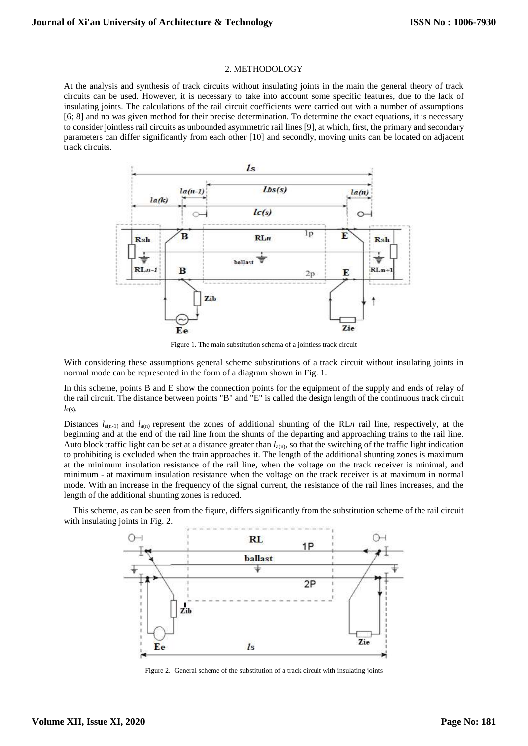## 2. METHODOLOGY

At the analysis and synthesis of track circuits without insulating joints in the main the general theory of track circuits can be used. However, it is necessary to take into account some specific features, due to the lack of insulating joints. The calculations of the rail circuit coefficients were carried out with a number of assumptions [6; 8] and no was given method for their precise determination. To determine the exact equations, it is necessary to consider jointless rail circuits as unbounded asymmetric rail lines [9], at which, first, the primary and secondary parameters can differ significantly from each other [10] and secondly, moving units can be located on adjacent track circuits.

Figure 1. The main substitution schema of a jointless track circuit

With considering these assumptions general scheme substitutions of a track circuit without insulating joints in normal mode can be represented in the form of a diagram shown in Fig. 1.

In this scheme, points B and E show the connection points for the equipment of the supply and ends of relay of the rail circuit. The distance between points "B" and "E" is called the design length of the continuous track circuit $l_{c(s)}$.

Distances $l_{a(n-1)}$ and $l_{a(n)}$ represent the zones of additional shunting of the RL*n* rail line, respectively, at the beginning and at the end of the rail line from the shunts of the departing and approaching trains to the rail line. Auto block traffic light can be set at a distance greater than $l_{a(n)}$, so that the switching of the traffic light indication to prohibiting is excluded when the train approaches it. The length of the additional shunting zones is maximum at the minimum insulation resistance of the rail line, when the voltage on the track receiver is minimal, and minimum - at maximum insulation resistance when the voltage on the track receiver is at maximum in normal mode. With an increase in the frequency of the signal current, the resistance of the rail lines increases, and the length of the additional shunting zones is reduced.

This scheme, as can be seen from the figure, differs significantly from the substitution scheme of the rail circuit with insulating joints in Fig. 2.

Figure 2. General scheme of the substitution of a track circuit with insulating joints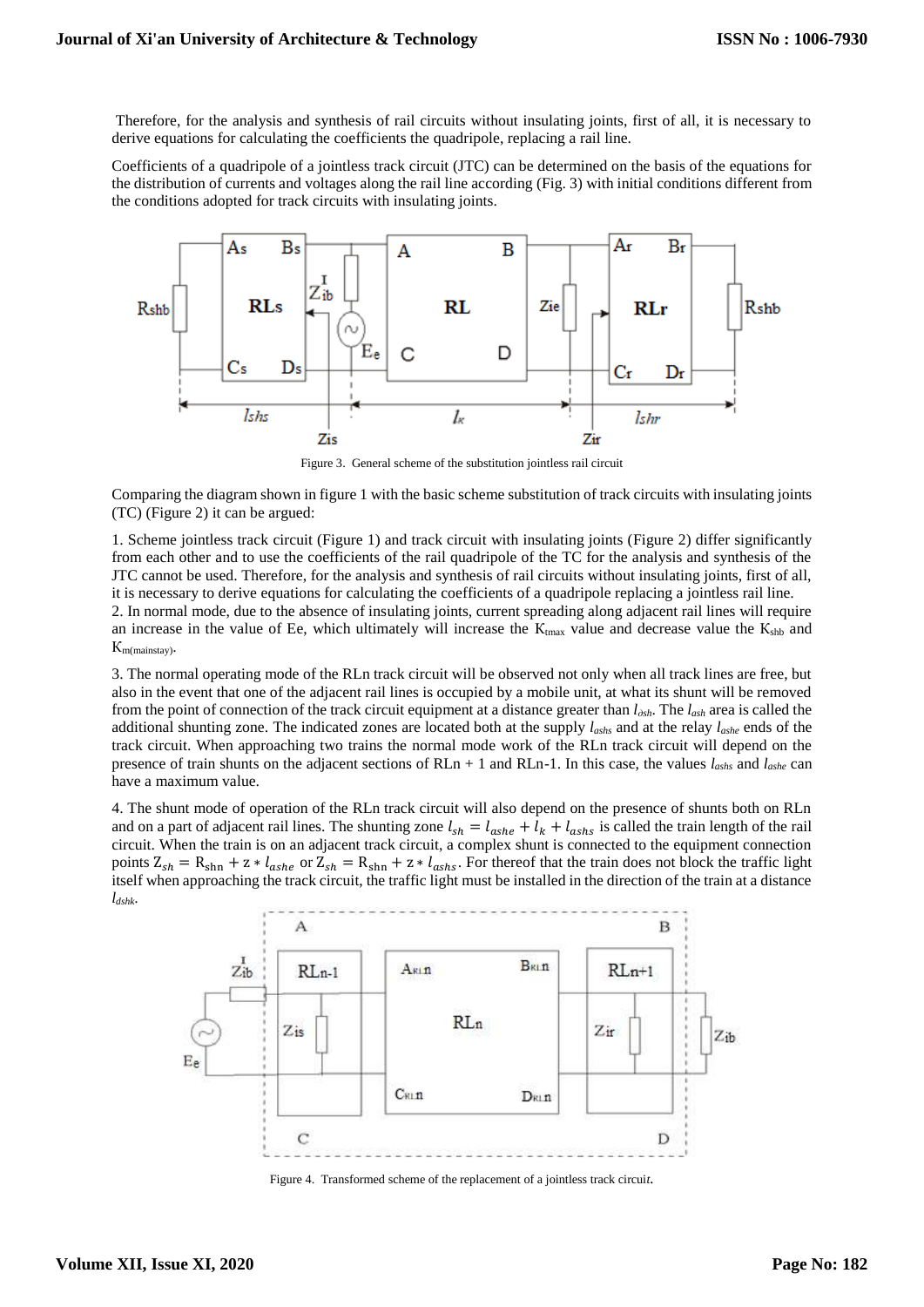Therefore, for the analysis and synthesis of rail circuits without insulating joints, first of all, it is necessary to derive equations for calculating the coefficients the quadripole, replacing a rail line.

Coefficients of a quadripole of a jointless track circuit (JTC) can be determined on the basis of the equations for the distribution of currents and voltages along the rail line according (Fig. 3) with initial conditions different from the conditions adopted for track circuits with insulating joints.

Figure 3. General scheme of the substitution jointless rail circuit

Comparing the diagram shown in figure 1 with the basic scheme substitution of track circuits with insulating joints (TC) (Figure 2) it can be argued:

1. Scheme jointless track circuit (Figure 1) and track circuit with insulating joints (Figure 2) differ significantly from each other and to use the coefficients of the rail quadripole of the TC for the analysis and synthesis of the JTC cannot be used. Therefore, for the analysis and synthesis of rail circuits without insulating joints, first of all, it is necessary to derive equations for calculating the coefficients of a quadripole replacing a jointless rail line.
2. In normal mode, due to the absence of insulating joints, current spreading along adjacent rail lines will require an increase in the value of Ee, which ultimately will increase the $K_{tmax}$ value and decrease value the $K_{shb}$ and $K_{m(mainstay)}$.

3. The normal operating mode of the RLn track circuit will be observed not only when all track lines are free, but also in the event that one of the adjacent rail lines is occupied by a mobile unit, at what its shunt will be removed from the point of connection of the track circuit equipment at a distance greater than $l_{ash}$. The $l_{ash}$ area is called the additional shunting zone. The indicated zones are located both at the supply $l_{ashs}$ and at the relay $l_{ashe}$ ends of the track circuit. When approaching two trains the normal mode work of the RLn track circuit will depend on the presence of train shunts on the adjacent sections of RLn + 1 and RLn-1. In this case, the values $l_{ashs}$ and $l_{ashe}$ can have a maximum value.

4. The shunt mode of operation of the RLn track circuit will also depend on the presence of shunts both on RLn and on a part of adjacent rail lines. The shunting zone $l_{sh} = l_{ashe} + l_k + l_{ashs}$ is called the train length of the rail circuit. When the train is on an adjacent track circuit, a complex shunt is connected to the equipment connection points $Z_{sh} = R_{shn} + z * l_{ashe}$ or $Z_{sh} = R_{shn} + z * l_{ashs}$. For thereof that the train does not block the traffic light itself when approaching the track circuit, the traffic light must be installed in the direction of the train at a distance $l_{dshk}$.

Figure 4. Transformed scheme of the replacement of a jointless track circuit.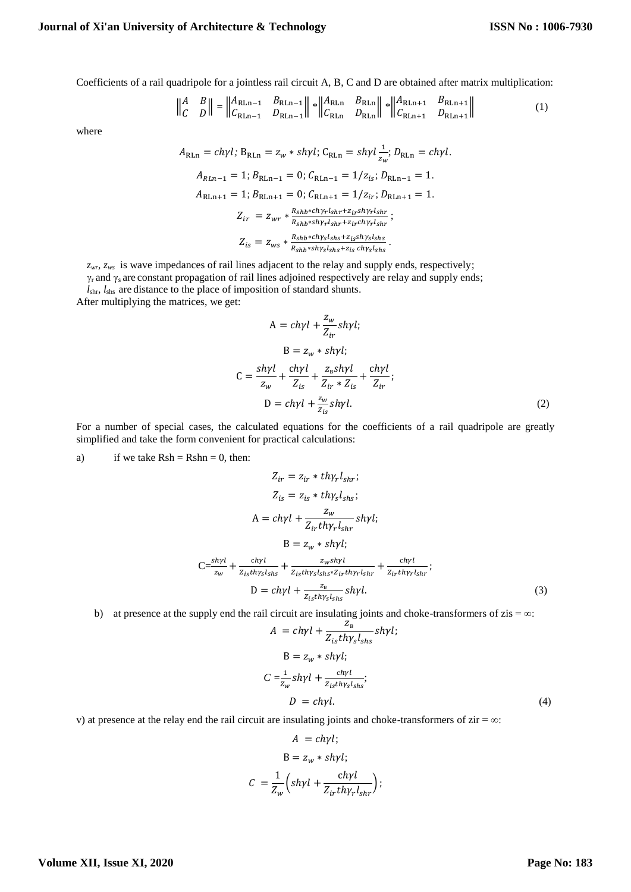Coefficients of a rail quadripole for a jointless rail circuit A, B, C and D are obtained after matrix multiplication:

$$\begin{Vmatrix} A & B \\ C & D \end{Vmatrix} = \begin{Vmatrix} A_{\text{RLn}-1} & B_{\text{RLn}-1} \\ C_{\text{RLn}-1} & D_{\text{RLn}-1} \end{Vmatrix} * \begin{Vmatrix} A_{\text{RLn}} & B_{\text{RLn}} \\ C_{\text{RLn}} & D_{\text{RLn}} \end{Vmatrix} * \begin{Vmatrix} A_{\text{RLn}+1} & B_{\text{RLn}+1} \\ C_{\text{RLn}+1} & D_{\text{RLn}+1} \end{Vmatrix} \tag{1}$$

where

$$A_{\text{RLn}} = ch\gamma l;\ B_{\text{RLn}} = z_w * sh\gamma l;\ C_{\text{RLn}} = sh\gamma l \frac{1}{z_w};\ D_{\text{RLn}} = ch\gamma l.$$

$$A_{RLn-1} = 1;\ B_{\text{RLn}-1} = 0;\ C_{\text{RLn}-1} = 1/z_{is};\ D_{\text{RLn}-1} = 1.$$

$$A_{\text{RLn}+1} = 1;\ B_{\text{RLn}+1} = 0;\ C_{\text{RLn}+1} = 1/z_{ir};\ D_{\text{RLn}+1} = 1.$$

$$Z_{ir} = z_{wr} * \frac{R_{shb} * ch\gamma_r l_{shr} + z_{ir} sh\gamma_r l_{shr}}{R_{shb} * sh\gamma_r l_{shr} + z_{ir} ch\gamma_r l_{shr}};$$

$$Z_{is} = z_{ws} * \frac{R_{shb} * ch\gamma_s l_{shs} + z_{is} sh\gamma_s l_{shs}}{R_{shb} * sh\gamma_s l_{shs} + z_{is}\ ch\gamma_s l_{shs}}.$$

$z_{wr}$, $z_{ws}$ is wave impedances of rail lines adjacent to the relay and supply ends, respectively;

$\gamma_r$ and $\gamma_s$ are constant propagation of rail lines adjoined respectively are relay and supply ends;

$l_{shr}$, $l_{shs}$ are distance to the place of imposition of standard shunts.

After multiplying the matrices, we get:

$$\text{A} = ch\gamma l + \frac{z_w}{Z_{ir}} sh\gamma l;$$

$$\text{B} = z_w * sh\gamma l;$$

$$\text{C} = \frac{sh\gamma l}{z_w} + \frac{ch\gamma l}{Z_{is}} + \frac{z_{\text{в}} sh\gamma l}{Z_{ir} * Z_{is}} + \frac{ch\gamma l}{Z_{ir}};$$

$$\text{D} = ch\gamma l + \frac{z_w}{Z_{is}} sh\gamma l. \tag{2}$$

For a number of special cases, the calculated equations for the coefficients of a rail quadripole are greatly simplified and take the form convenient for practical calculations:

a) if we take Rsh = Rshn = 0, then:

$$Z_{ir} = z_{ir} * th\gamma_r l_{shr};$$

$$Z_{is} = z_{is} * th\gamma_s l_{shs};$$

$$\text{A} = ch\gamma l + \frac{z_w}{Z_{ir} th\gamma_r l_{shr}} sh\gamma l;$$

$$\text{B} = z_w * sh\gamma l;$$

$$\text{C} = \frac{sh\gamma l}{z_w} + \frac{ch\gamma l}{Z_{is} th\gamma_s l_{shs}} + \frac{z_w sh\gamma l}{Z_{is} th\gamma_s l_{shs} * Z_{ir} th\gamma_r l_{shr}} + \frac{ch\gamma l}{Z_{ir} th\gamma_r l_{shr}};$$

$$\text{D} = ch\gamma l + \frac{z_{\text{в}}}{Z_{is} th\gamma_s l_{shs}} sh\gamma l. \tag{3}$$

b) at presence at the supply end the rail circuit are insulating joints and choke-transformers of zis = ∞:

$$A = ch\gamma l + \frac{z_{\text{в}}}{Z_{is} th\gamma_s l_{shs}} sh\gamma l;$$

$$\text{B} = z_w * sh\gamma l;$$

$$C = \frac{1}{z_w} sh\gamma l + \frac{ch\gamma l}{Z_{is} th\gamma_s l_{shs}};$$

$$D = ch\gamma l. \tag{4}$$

v) at presence at the relay end the rail circuit are insulating joints and choke-transformers of zir = ∞:

$$A = ch\gamma l;$$

$$\text{B} = z_w * sh\gamma l;$$

$$C = \frac{1}{Z_w}\left(sh\gamma l + \frac{ch\gamma l}{Z_{ir} th\gamma_r l_{shr}}\right);$$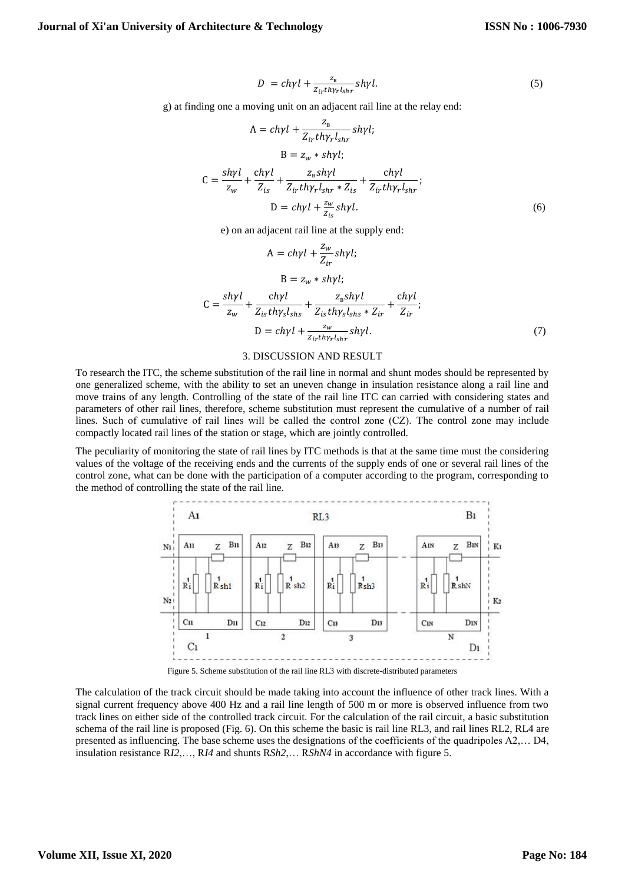$$D = ch\gamma l + \frac{z_{в}}{Z_{ir} th\gamma_r l_{shr}} sh\gamma l. \tag{5}$$

g) at finding one a moving unit on an adjacent rail line at the relay end:

$$A = ch\gamma l + \frac{z_{в}}{Z_{ir} th\gamma_r l_{shr}} sh\gamma l;$$

$$B = z_w * sh\gamma l;$$

$$C = \frac{sh\gamma l}{z_w} + \frac{ch\gamma l}{Z_{is}} + \frac{z_{в} sh\gamma l}{Z_{ir} th\gamma_r l_{shr} * Z_{is}} + \frac{ch\gamma l}{Z_{ir} th\gamma_r l_{shr}};$$

$$D = ch\gamma l + \frac{z_w}{Z_{is}} sh\gamma l. \tag{6}$$

e) on an adjacent rail line at the supply end:

$$A = ch\gamma l + \frac{z_w}{Z_{ir}} sh\gamma l;$$

$$B = z_w * sh\gamma l;$$

$$C = \frac{sh\gamma l}{z_w} + \frac{ch\gamma l}{Z_{is} th\gamma_s l_{shs}} + \frac{z_{в} sh\gamma l}{Z_{is} th\gamma_s l_{shs} * Z_{ir}} + \frac{ch\gamma l}{Z_{ir}};$$

$$D = ch\gamma l + \frac{z_w}{Z_{ir} th\gamma_r l_{shr}} sh\gamma l. \tag{7}$$

## 3. DISCUSSION AND RESULT

To research the ITC, the scheme substitution of the rail line in normal and shunt modes should be represented by one generalized scheme, with the ability to set an uneven change in insulation resistance along a rail line and move trains of any length. Controlling of the state of the rail line ITC can carried with considering states and parameters of other rail lines, therefore, scheme substitution must represent the cumulative of a number of rail lines. Such of cumulative of rail lines will be called the control zone (CZ). The control zone may include compactly located rail lines of the station or stage, which are jointly controlled.

The peculiarity of monitoring the state of rail lines by ITC methods is that at the same time must the considering values of the voltage of the receiving ends and the currents of the supply ends of one or several rail lines of the control zone, what can be done with the participation of a computer according to the program, corresponding to the method of controlling the state of the rail line.

Figure 5. Scheme substitution of the rail line RL3 with discrete-distributed parameters

The calculation of the track circuit should be made taking into account the influence of other track lines. With a signal current frequency above 400 Hz and a rail line length of 500 m or more is observed influence from two track lines on either side of the controlled track circuit. For the calculation of the rail circuit, a basic substitution schema of the rail line is proposed (Fig. 6). On this scheme the basic is rail line RL3, and rail lines RL2, RL4 are presented as influencing. The base scheme uses the designations of the coefficients of the quadripoles A2,… D4, insulation resistance R*I2*,…, R*I4* and shunts R*Sh2*,… R*ShN4* in accordance with figure 5.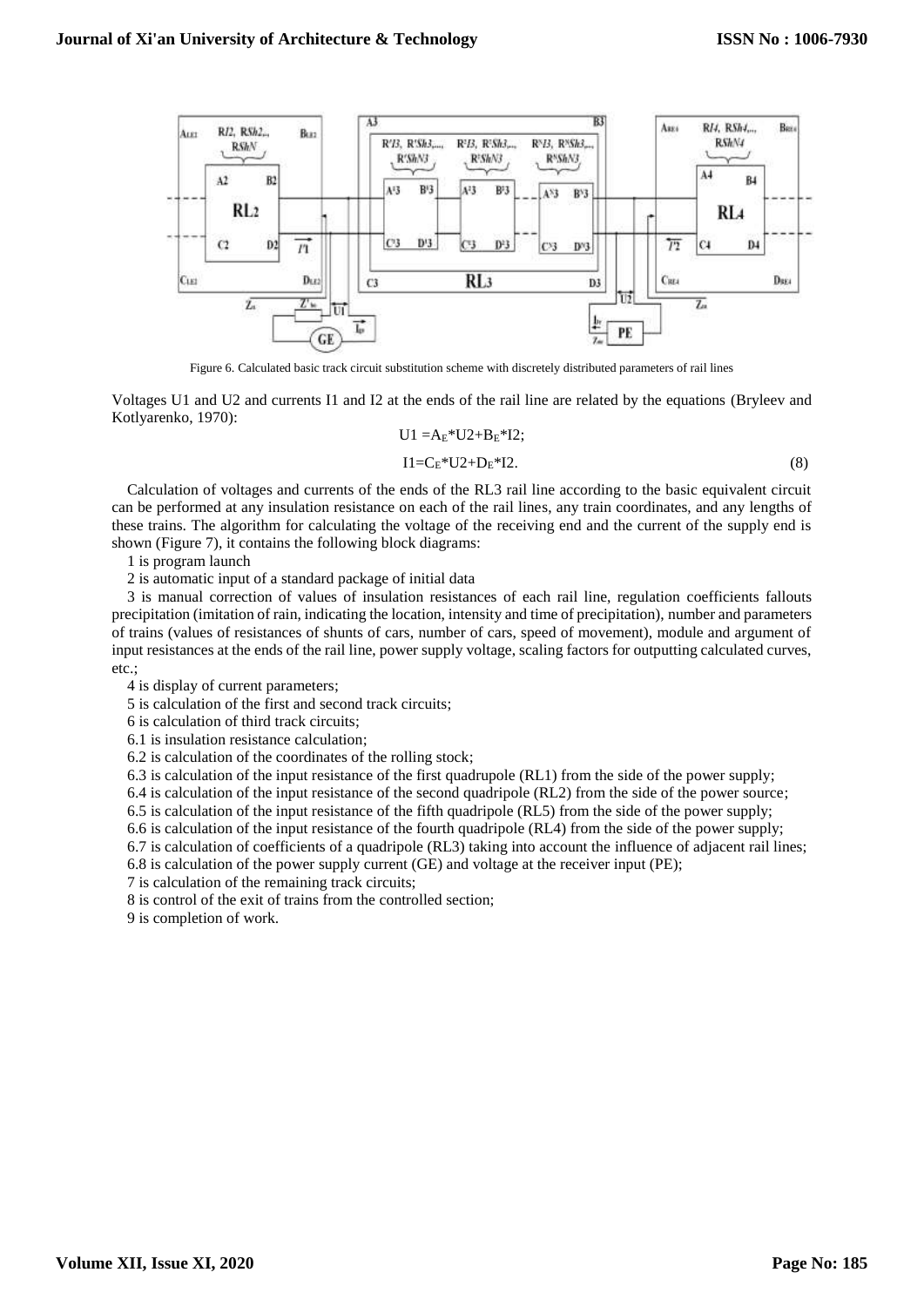Figure 6. Calculated basic track circuit substitution scheme with discretely distributed parameters of rail lines

Voltages U1 and U2 and currents I1 and I2 at the ends of the rail line are related by the equations (Bryleev and Kotlyarenko, 1970):

$$U1 = A_E * U2 + B_E * I2;$$

$$I1 = C_E * U2 + D_E * I2. \quad (8)$$

Calculation of voltages and currents of the ends of the RL3 rail line according to the basic equivalent circuit can be performed at any insulation resistance on each of the rail lines, any train coordinates, and any lengths of these trains. The algorithm for calculating the voltage of the receiving end and the current of the supply end is shown (Figure 7), it contains the following block diagrams:

1 is program launch

2 is automatic input of a standard package of initial data

3 is manual correction of values of insulation resistances of each rail line, regulation coefficients fallouts precipitation (imitation of rain, indicating the location, intensity and time of precipitation), number and parameters of trains (values of resistances of shunts of cars, number of cars, speed of movement), module and argument of input resistances at the ends of the rail line, power supply voltage, scaling factors for outputting calculated curves, etc.;

4 is display of current parameters;

5 is calculation of the first and second track circuits;

6 is calculation of third track circuits;

6.1 is insulation resistance calculation;

6.2 is calculation of the coordinates of the rolling stock;

6.3 is calculation of the input resistance of the first quadrupole (RL1) from the side of the power supply;

6.4 is calculation of the input resistance of the second quadripole (RL2) from the side of the power source;

6.5 is calculation of the input resistance of the fifth quadripole (RL5) from the side of the power supply;

6.6 is calculation of the input resistance of the fourth quadripole (RL4) from the side of the power supply;

6.7 is calculation of coefficients of a quadripole (RL3) taking into account the influence of adjacent rail lines;

6.8 is calculation of the power supply current (GE) and voltage at the receiver input (PE);

7 is calculation of the remaining track circuits;

8 is control of the exit of trains from the controlled section;

9 is completion of work.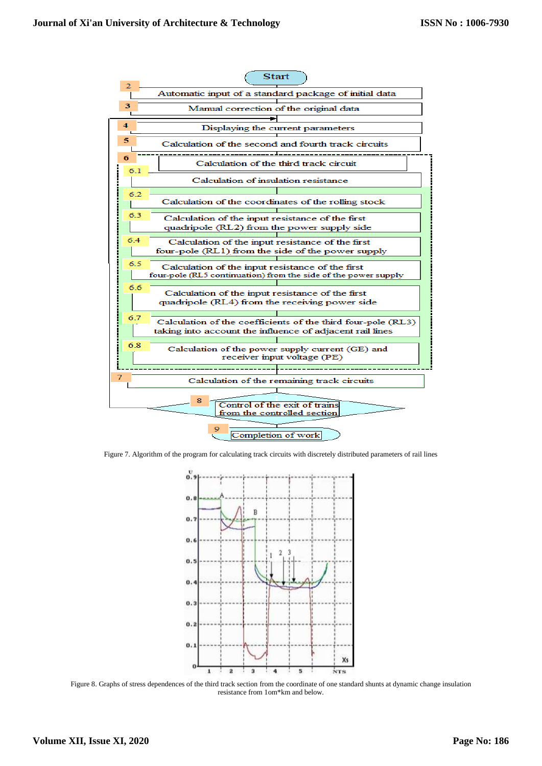Start

2 Automatic input of a standard package of initial data

3 Manual correction of the original data

4 Displaying the current parameters

5 Calculation of the second and fourth track circuits

6 Calculation of the third track circuit

6.1 Calculation of insulation resistance

6.2 Calculation of the coordinates of the rolling stock

6.3 Calculation of the input resistance of the first quadripole (RL2) from the power supply side

6.4 Calculation of the input resistance of the first four-pole (RL1) from the side of the power supply

6.5 Calculation of the input resistance of the first four-pole (RL5 continuation) from the side of the power supply

6.6 Calculation of the input resistance of the first quadripole (RL4) from the receiving power side

6.7 Calculation of the coefficients of the third four-pole (RL3) taking into account the influence of adjacent rail lines

6.8 Calculation of the power supply current (GE) and receiver input voltage (PE)

7 Calculation of the remaining track circuits

8 Control of the exit of trains from the controlled section

9 Completion of work

Figure 7. Algorithm of the program for calculating track circuits with discretely distributed parameters of rail lines

Figure 8. Graphs of stress dependences of the third track section from the coordinate of one standard shunts at dynamic change insulation resistance from 1om*km and below.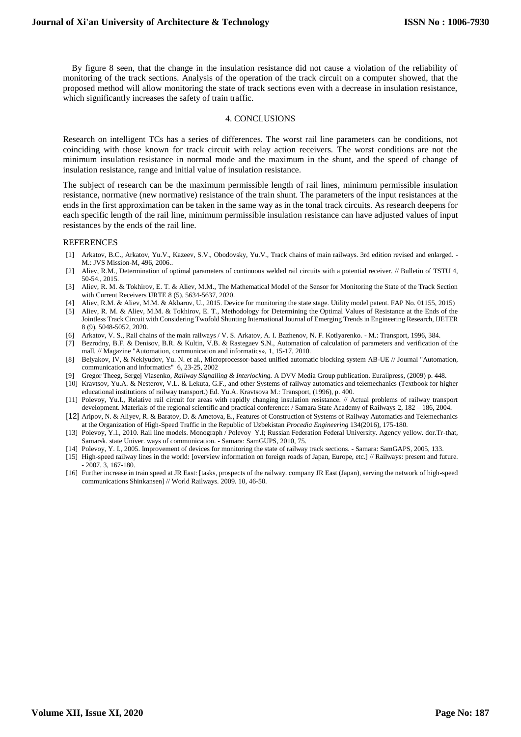By figure 8 seen, that the change in the insulation resistance did not cause a violation of the reliability of monitoring of the track sections. Analysis of the operation of the track circuit on a computer showed, that the proposed method will allow monitoring the state of track sections even with a decrease in insulation resistance, which significantly increases the safety of train traffic.

## 4. CONCLUSIONS

Research on intelligent TCs has a series of differences. The worst rail line parameters can be conditions, not coinciding with those known for track circuit with relay action receivers. The worst conditions are not the minimum insulation resistance in normal mode and the maximum in the shunt, and the speed of change of insulation resistance, range and initial value of insulation resistance.

The subject of research can be the maximum permissible length of rail lines, minimum permissible insulation resistance, normative (new normative) resistance of the train shunt. The parameters of the input resistances at the ends in the first approximation can be taken in the same way as in the tonal track circuits. As research deepens for each specific length of the rail line, minimum permissible insulation resistance can have adjusted values of input resistances by the ends of the rail line.

## REFERENCES

[1] Arkatov, B.C., Arkatov, Yu.V., Kazeev, S.V., Obodovsky, Yu.V., Track chains of main railways. 3rd edition revised and enlarged. - M.: JVS Mission-M, 496, 2006..

[2] Aliev, R.M., Determination of optimal parameters of continuous welded rail circuits with a potential receiver. // Bulletin of TSTU 4, 50-54., 2015.

[3] Aliev, R. M. & Tokhirov, E. T. & Aliev, M.M., The Mathematical Model of the Sensor for Monitoring the State of the Track Section with Current Receivers IJRTE 8 (5), 5634-5637, 2020.

[4] Aliev, R.M. & Aliev, M.M. & Akbarov, U., 2015. Device for monitoring the state stage. Utility model patent. FAP No. 01155, 2015)

[5] Aliev, R. M. & Aliev, M.M. & Tokhirov, E. T., Methodology for Determining the Optimal Values of Resistance at the Ends of the Jointless Track Circuit with Considering Twofold Shunting International Journal of Emerging Trends in Engineering Research, IJETER 8 (9), 5048-5052, 2020.

[6] Arkatov, V. S., Rail chains of the main railways / V. S. Arkatov, A. I. Bazhenov, N. F. Kotlyarenko. - M.: Transport, 1996, 384.

[7] Bezrodny, B.F. & Denisov, B.R. & Kultin, V.B. & Rastegaev S.N., Automation of calculation of parameters and verification of the mall. // Magazine "Automation, communication and informatics», 1, 15-17, 2010.

[8] Belyakov, IV, & Neklyudov, Yu. N. et al., Microprocessor-based unified automatic blocking system AB-UE // Journal "Automation, communication and informatics" 6, 23-25, 2002

[9] Gregor Theeg, Sergej Vlasenko, *Railway Signalling & Interlocking.* A DVV Media Group publication. Eurailpress, (2009) p. 448.

[10] Kravtsov, Yu.A. & Nesterov, V.L. & Lekuta, G.F., and other Systems of railway automatics and telemechanics (Textbook for higher educational institutions of railway transport.) Ed. Yu.A. Kravtsova M.: Transport, (1996), p. 400.

[11] Polevoy, Yu.I., Relative rail circuit for areas with rapidly changing insulation resistance. // Actual problems of railway transport development. Materials of the regional scientific and practical conference: / Samara State Academy of Railways 2, 182 – 186, 2004.

[12] Aripov, N. & Aliyev, R. & Baratov, D. & Ametova, E., Features of Construction of Systems of Railway Automatics and Telemechanics at the Organization of High-Speed Traffic in the Republic of Uzbekistan *Procedia Engineering* 134(2016), 175-180.

[13] Polevoy, Y.I., 2010. Rail line models. Monograph / Polevoy Y.I; Russian Federation Federal University. Agency yellow. dor.Tr-that, Samarsk. state Univer. ways of communication. - Samara: SamGUPS, 2010, 75.

[14] Polevoy, Y. I., 2005. Improvement of devices for monitoring the state of railway track sections. - Samara: SamGAPS, 2005, 133.

[15] High-speed railway lines in the world: [overview information on foreign roads of Japan, Europe, etc.] // Railways: present and future. - 2007. 3, 167-180.

[16] Further increase in train speed at JR East: [tasks, prospects of the railway. company JR East (Japan), serving the network of high-speed communications Shinkansen] // World Railways. 2009. 10, 46-50.